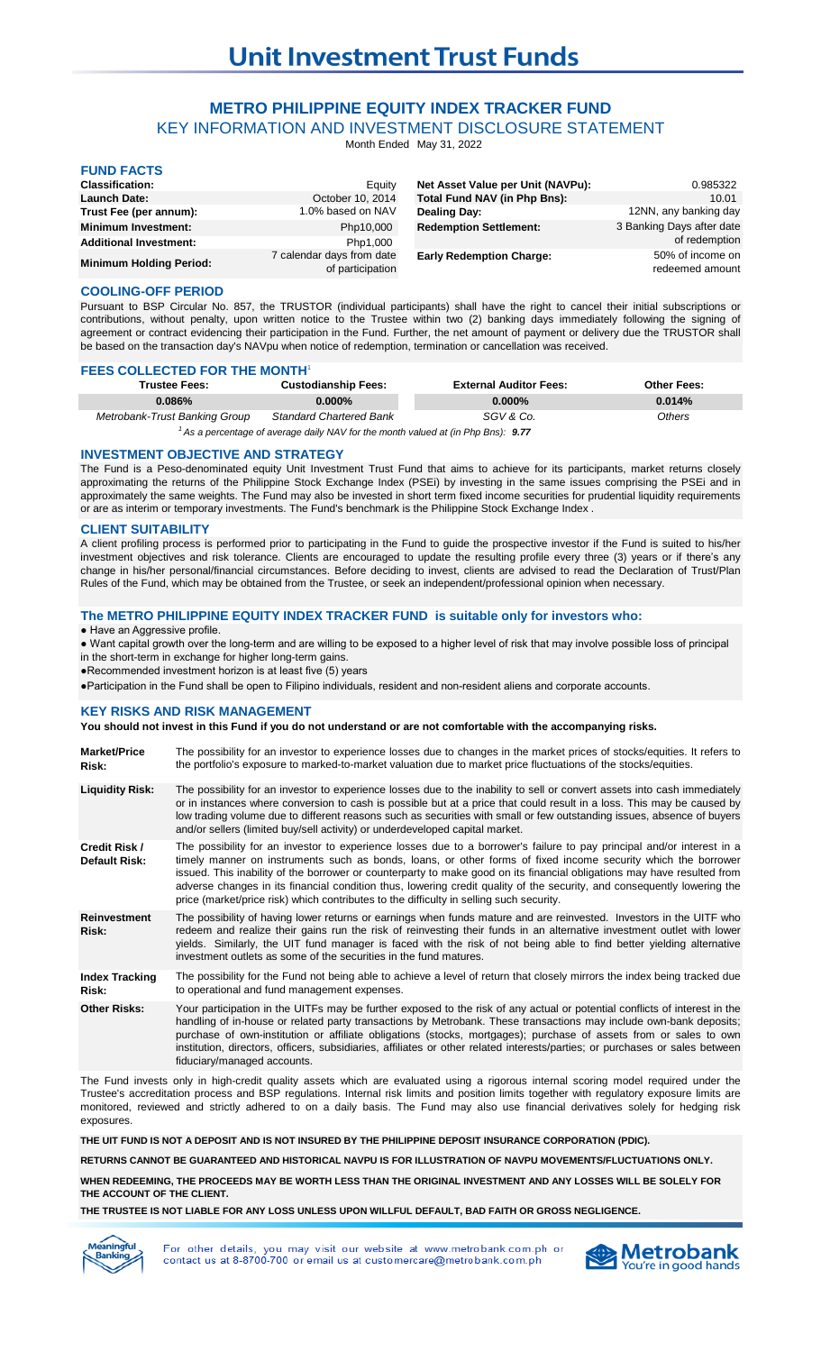# Unit Investment Trust Funds

## METRO PHILIPPINE EQUITY INDEX TRACKER FUND

### KEY INFORMATION AND INVESTMENT DISCLOSURE STATEMENT

Month Ended May 31, 2022

### FUND FACTS

| | | | |
|---|---|---|---|
| **Classification:** | Equity | **Net Asset Value per Unit (NAVPu):** | 0.985322 |
| **Launch Date:** | October 10, 2014 | **Total Fund NAV (in Php Bns):** | 10.01 |
| **Trust Fee (per annum):** | 1.0% based on NAV | **Dealing Day:** | 12NN, any banking day |
| **Minimum Investment:** | Php10,000 | **Redemption Settlement:** | 3 Banking Days after date of redemption |
| **Additional Investment:** | Php1,000 | | |
| **Minimum Holding Period:** | 7 calendar days from date of participation | **Early Redemption Charge:** | 50% of income on redeemed amount |

### COOLING-OFF PERIOD

Pursuant to BSP Circular No. 857, the TRUSTOR (individual participants) shall have the right to cancel their initial subscriptions or contributions, without penalty, upon written notice to the Trustee within two (2) banking days immediately following the signing of agreement or contract evidencing their participation in the Fund. Further, the net amount of payment or delivery due the TRUSTOR shall be based on the transaction day's NAVpu when notice of redemption, termination or cancellation was received.

### FEES COLLECTED FOR THE MONTH[1]

| Trustee Fees: | Custodianship Fees: | External Auditor Fees: | Other Fees: |
|---|---|---|---|
| **0.086%** | **0.000%** | **0.000%** | **0.014%** |
| *Metrobank-Trust Banking Group* | *Standard Chartered Bank* | *SGV & Co.* | *Others* |

*[1] As a percentage of average daily NAV for the month valued at (in Php Bns):* ***9.77***

### INVESTMENT OBJECTIVE AND STRATEGY

The Fund is a Peso-denominated equity Unit Investment Trust Fund that aims to achieve for its participants, market returns closely approximating the returns of the Philippine Stock Exchange Index (PSEi) by investing in the same issues comprising the PSEi and in approximately the same weights. The Fund may also be invested in short term fixed income securities for prudential liquidity requirements or are as interim or temporary investments. The Fund's benchmark is the Philippine Stock Exchange Index .

### CLIENT SUITABILITY

A client profiling process is performed prior to participating in the Fund to guide the prospective investor if the Fund is suited to his/her investment objectives and risk tolerance. Clients are encouraged to update the resulting profile every three (3) years or if there's any change in his/her personal/financial circumstances. Before deciding to invest, clients are advised to read the Declaration of Trust/Plan Rules of the Fund, which may be obtained from the Trustee, or seek an independent/professional opinion when necessary.

### The METRO PHILIPPINE EQUITY INDEX TRACKER FUND is suitable only for investors who:

- Have an Aggressive profile.
- Want capital growth over the long-term and are willing to be exposed to a higher level of risk that may involve possible loss of principal in the short-term in exchange for higher long-term gains.
- Recommended investment horizon is at least five (5) years
- Participation in the Fund shall be open to Filipino individuals, resident and non-resident aliens and corporate accounts.

### KEY RISKS AND RISK MANAGEMENT

**You should not invest in this Fund if you do not understand or are not comfortable with the accompanying risks.**

| | |
|---|---|
| **Market/Price Risk:** | The possibility for an investor to experience losses due to changes in the market prices of stocks/equities. It refers to the portfolio's exposure to marked-to-market valuation due to market price fluctuations of the stocks/equities. |
| **Liquidity Risk:** | The possibility for an investor to experience losses due to the inability to sell or convert assets into cash immediately or in instances where conversion to cash is possible but at a price that could result in a loss. This may be caused by low trading volume due to different reasons such as securities with small or few outstanding issues, absence of buyers and/or sellers (limited buy/sell activity) or underdeveloped capital market. |
| **Credit Risk / Default Risk:** | The possibility for an investor to experience losses due to a borrower's failure to pay principal and/or interest in a timely manner on instruments such as bonds, loans, or other forms of fixed income security which the borrower issued. This inability of the borrower or counterparty to make good on its financial obligations may have resulted from adverse changes in its financial condition thus, lowering credit quality of the security, and consequently lowering the price (market/price risk) which contributes to the difficulty in selling such security. |
| **Reinvestment Risk:** | The possibility of having lower returns or earnings when funds mature and are reinvested. Investors in the UITF who redeem and realize their gains run the risk of reinvesting their funds in an alternative investment outlet with lower yields. Similarly, the UIT fund manager is faced with the risk of not being able to find better yielding alternative investment outlets as some of the securities in the fund matures. |
| **Index Tracking Risk:** | The possibility for the Fund not being able to achieve a level of return that closely mirrors the index being tracked due to operational and fund management expenses. |
| **Other Risks:** | Your participation in the UITFs may be further exposed to the risk of any actual or potential conflicts of interest in the handling of in-house or related party transactions by Metrobank. These transactions may include own-bank deposits; purchase of own-institution or affiliate obligations (stocks, mortgages); purchase of assets from or sales to own institution, directors, officers, subsidiaries, affiliates or other related interests/parties; or purchases or sales between fiduciary/managed accounts. |

The Fund invests only in high-credit quality assets which are evaluated using a rigorous internal scoring model required under the Trustee's accreditation process and BSP regulations. Internal risk limits and position limits together with regulatory exposure limits are monitored, reviewed and strictly adhered to on a daily basis. The Fund may also use financial derivatives solely for hedging risk exposures.

**THE UIT FUND IS NOT A DEPOSIT AND IS NOT INSURED BY THE PHILIPPINE DEPOSIT INSURANCE CORPORATION (PDIC).**

**RETURNS CANNOT BE GUARANTEED AND HISTORICAL NAVPU IS FOR ILLUSTRATION OF NAVPU MOVEMENTS/FLUCTUATIONS ONLY.**

**WHEN REDEEMING, THE PROCEEDS MAY BE WORTH LESS THAN THE ORIGINAL INVESTMENT AND ANY LOSSES WILL BE SOLELY FOR THE ACCOUNT OF THE CLIENT.**

**THE TRUSTEE IS NOT LIABLE FOR ANY LOSS UNLESS UPON WILLFUL DEFAULT, BAD FAITH OR GROSS NEGLIGENCE.**

For other details, you may visit our website at www.metrobank.com.ph or contact us at 8-8700-700 or email us at customercare@metrobank.com.ph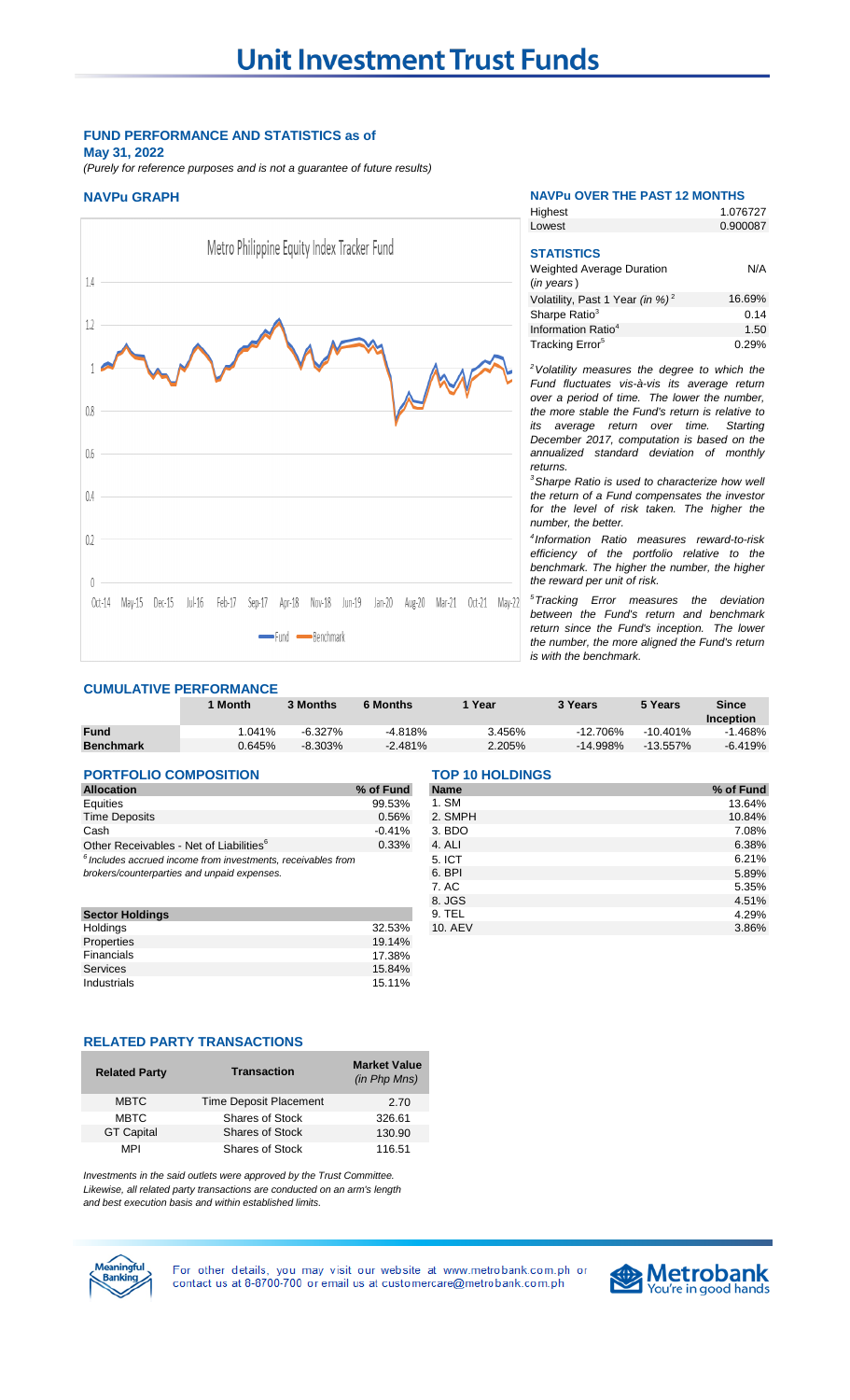# Unit Investment Trust Funds

## FUND PERFORMANCE AND STATISTICS as of May 31, 2022

*(Purely for reference purposes and is not a guarantee of future results)*

### NAVPu GRAPH

Metro Philippine Equity Index Tracker Fund

Fund — Benchmark

### NAVPu OVER THE PAST 12 MONTHS

| | |
|---|---|
| Highest | 1.076727 |
| Lowest | 0.900087 |

### STATISTICS

| | |
|---|---|
| Weighted Average Duration (*in years*) | N/A |
| Volatility, Past 1 Year *(in %)* [2] | 16.69% |
| Sharpe Ratio[3] | 0.14 |
| Information Ratio[4] | 1.50 |
| Tracking Error[5] | 0.29% |

[2]*Volatility measures the degree to which the Fund fluctuates vis-à-vis its average return over a period of time. The lower the number, the more stable the Fund's return is relative to its average return over time. Starting December 2017, computation is based on the annualized standard deviation of monthly returns.*

[3]*Sharpe Ratio is used to characterize how well the return of a Fund compensates the investor for the level of risk taken. The higher the number, the better.*

[4]*Information Ratio measures reward-to-risk efficiency of the portfolio relative to the benchmark. The higher the number, the higher the reward per unit of risk.*

[5]*Tracking Error measures the deviation between the Fund's return and benchmark return since the Fund's inception. The lower the number, the more aligned the Fund's return is with the benchmark.*

### CUMULATIVE PERFORMANCE

| | 1 Month | 3 Months | 6 Months | 1 Year | 3 Years | 5 Years | Since Inception |
|---|---|---|---|---|---|---|---|
| **Fund** | 1.041% | -6.327% | -4.818% | 3.456% | -12.706% | -10.401% | -1.468% |
| **Benchmark** | 0.645% | -8.303% | -2.481% | 2.205% | -14.998% | -13.557% | -6.419% |

### PORTFOLIO COMPOSITION

| Allocation | % of Fund |
|---|---|
| Equities | 99.53% |
| Time Deposits | 0.56% |
| Cash | -0.41% |
| Other Receivables - Net of Liabilities[6] | 0.33% |

[6]*Includes accrued income from investments, receivables from brokers/counterparties and unpaid expenses.*

| Sector Holdings | |
|---|---|
| Holdings | 32.53% |
| Properties | 19.14% |
| Financials | 17.38% |
| Services | 15.84% |
| Industrials | 15.11% |

### TOP 10 HOLDINGS

| Name | % of Fund |
|---|---|
| 1. SM | 13.64% |
| 2. SMPH | 10.84% |
| 3. BDO | 7.08% |
| 4. ALI | 6.38% |
| 5. ICT | 6.21% |
| 6. BPI | 5.89% |
| 7. AC | 5.35% |
| 8. JGS | 4.51% |
| 9. TEL | 4.29% |
| 10. AEV | 3.86% |

### RELATED PARTY TRANSACTIONS

| Related Party | Transaction | Market Value *(in Php Mns)* |
|---|---|---|
| MBTC | Time Deposit Placement | 2.70 |
| MBTC | Shares of Stock | 326.61 |
| GT Capital | Shares of Stock | 130.90 |
| MPI | Shares of Stock | 116.51 |

*Investments in the said outlets were approved by the Trust Committee. Likewise, all related party transactions are conducted on an arm's length and best execution basis and within established limits.*

For other details, you may visit our website at www.metrobank.com.ph or contact us at 8-8700-700 or email us at customercare@metrobank.com.ph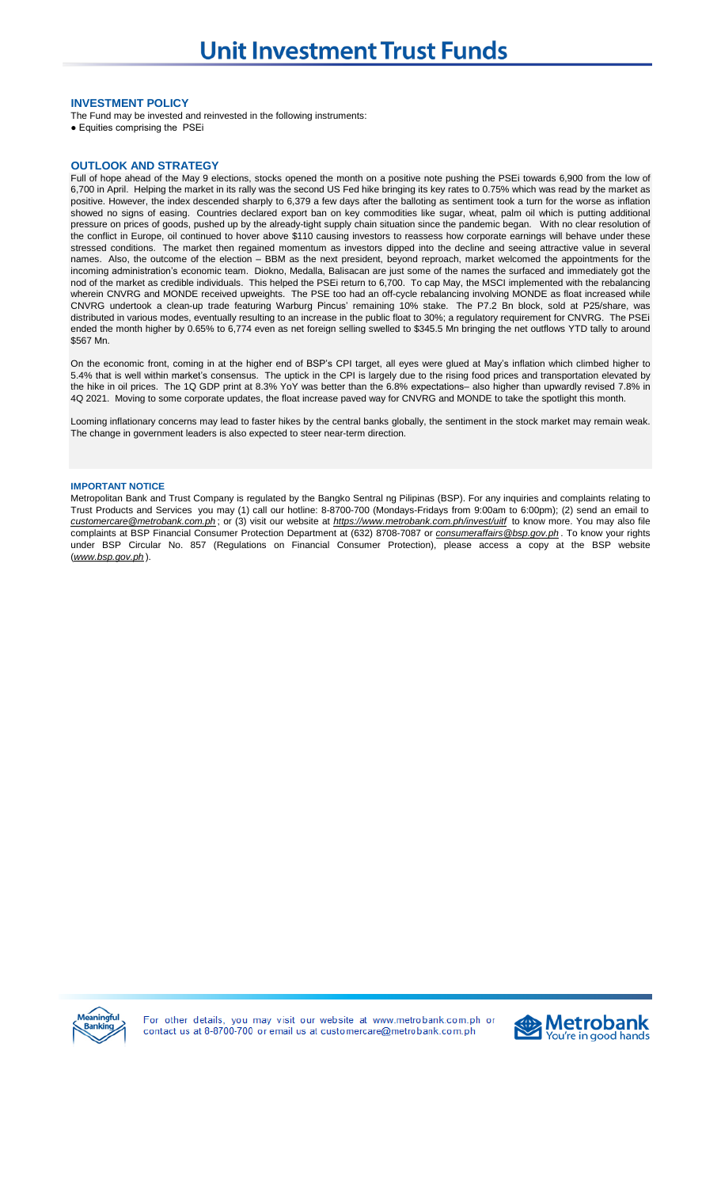# Unit Investment Trust Funds

## INVESTMENT POLICY

The Fund may be invested and reinvested in the following instruments:

- Equities comprising the PSEi

## OUTLOOK AND STRATEGY

Full of hope ahead of the May 9 elections, stocks opened the month on a positive note pushing the PSEi towards 6,900 from the low of 6,700 in April. Helping the market in its rally was the second US Fed hike bringing its key rates to 0.75% which was read by the market as positive. However, the index descended sharply to 6,379 a few days after the balloting as sentiment took a turn for the worse as inflation showed no signs of easing. Countries declared export ban on key commodities like sugar, wheat, palm oil which is putting additional pressure on prices of goods, pushed up by the already-tight supply chain situation since the pandemic began. With no clear resolution of the conflict in Europe, oil continued to hover above $110 causing investors to reassess how corporate earnings will behave under these stressed conditions. The market then regained momentum as investors dipped into the decline and seeing attractive value in several names. Also, the outcome of the election – BBM as the next president, beyond reproach, market welcomed the appointments for the incoming administration's economic team. Diokno, Medalla, Balisacan are just some of the names the surfaced and immediately got the nod of the market as credible individuals. This helped the PSEi return to 6,700. To cap May, the MSCI implemented with the rebalancing wherein CNVRG and MONDE received upweights. The PSE too had an off-cycle rebalancing involving MONDE as float increased while CNVRG undertook a clean-up trade featuring Warburg Pincus' remaining 10% stake. The P7.2 Bn block, sold at P25/share, was distributed in various modes, eventually resulting to an increase in the public float to 30%; a regulatory requirement for CNVRG. The PSEi ended the month higher by 0.65% to 6,774 even as net foreign selling swelled to $345.5 Mn bringing the net outflows YTD tally to around $567 Mn.

On the economic front, coming in at the higher end of BSP's CPI target, all eyes were glued at May's inflation which climbed higher to 5.4% that is well within market's consensus. The uptick in the CPI is largely due to the rising food prices and transportation elevated by the hike in oil prices. The 1Q GDP print at 8.3% YoY was better than the 6.8% expectations– also higher than upwardly revised 7.8% in 4Q 2021. Moving to some corporate updates, the float increase paved way for CNVRG and MONDE to take the spotlight this month.

Looming inflationary concerns may lead to faster hikes by the central banks globally, the sentiment in the stock market may remain weak. The change in government leaders is also expected to steer near-term direction.

## IMPORTANT NOTICE

Metropolitan Bank and Trust Company is regulated by the Bangko Sentral ng Pilipinas (BSP). For any inquiries and complaints relating to Trust Products and Services you may (1) call our hotline: 8-8700-700 (Mondays-Fridays from 9:00am to 6:00pm); (2) send an email to *customercare@metrobank.com.ph*; or (3) visit our website at *https://www.metrobank.com.ph/invest/uitf* to know more. You may also file complaints at BSP Financial Consumer Protection Department at (632) 8708-7087 or *consumeraffairs@bsp.gov.ph*. To know your rights under BSP Circular No. 857 (Regulations on Financial Consumer Protection), please access a copy at the BSP website (*www.bsp.gov.ph*).

For other details, you may visit our website at www.metrobank.com.ph or contact us at 8-8700-700 or email us at customercare@metrobank.com.ph